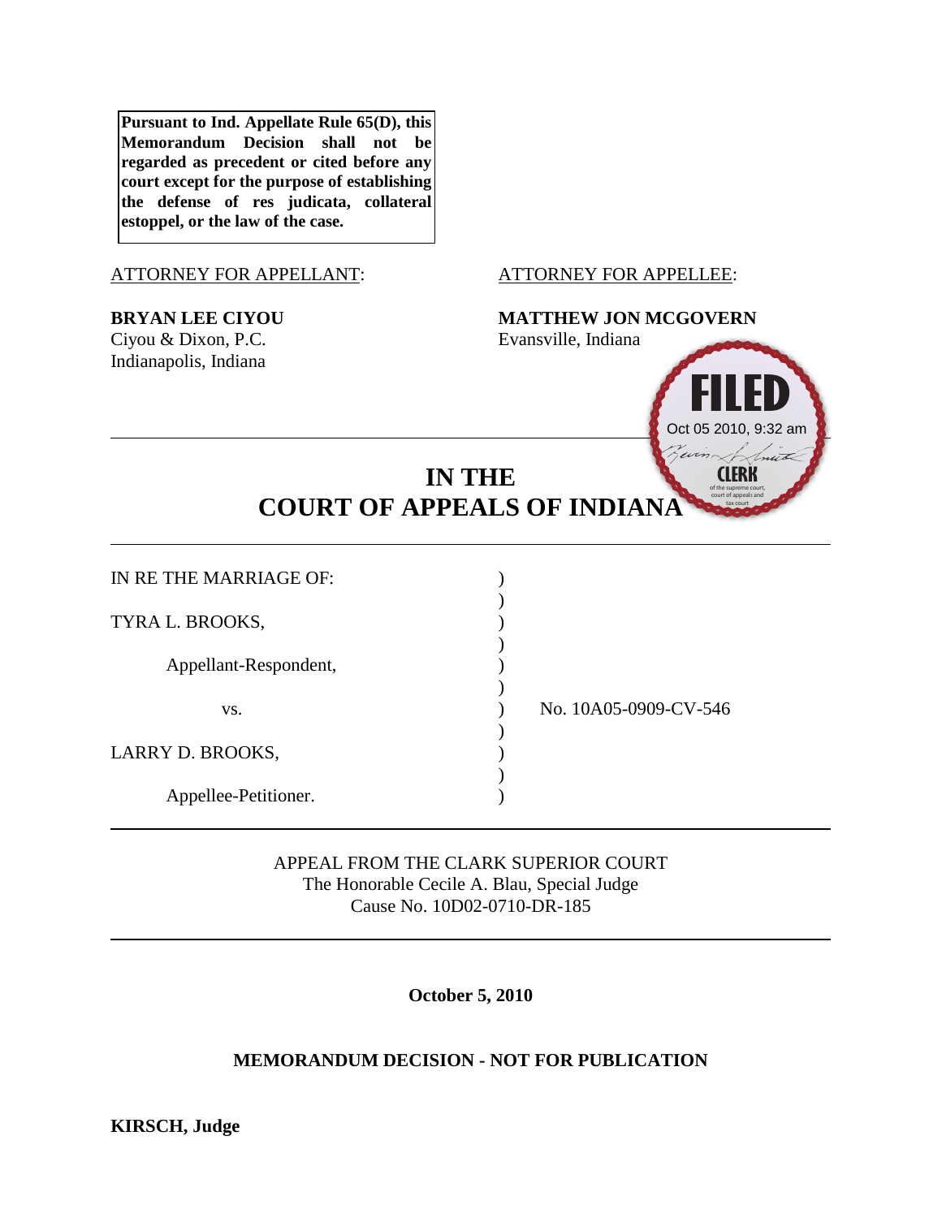**Pursuant to Ind. Appellate Rule 65(D), this Memorandum Decision shall not be regarded as precedent or cited before any court except for the purpose of establishing the defense of res judicata, collateral estoppel, or the law of the case.**

ATTORNEY FOR APPELLANT:

**BRYAN LEE CIYOU**
Ciyou & Dixon, P.C.
Indianapolis, Indiana

ATTORNEY FOR APPELLEE:

**MATTHEW JON MCGOVERN**
Evansville, Indiana

FILED
Oct 05 2010, 9:32 am
CLERK
of the supreme court, court of appeals and tax court

# IN THE COURT OF APPEALS OF INDIANA

IN RE THE MARRIAGE OF:

TYRA L. BROOKS,

Appellant-Respondent,

vs.

LARRY D. BROOKS,

Appellee-Petitioner.

No. 10A05-0909-CV-546

APPEAL FROM THE CLARK SUPERIOR COURT
The Honorable Cecile A. Blau, Special Judge
Cause No. 10D02-0710-DR-185

**October 5, 2010**

**MEMORANDUM DECISION - NOT FOR PUBLICATION**

**KIRSCH, Judge**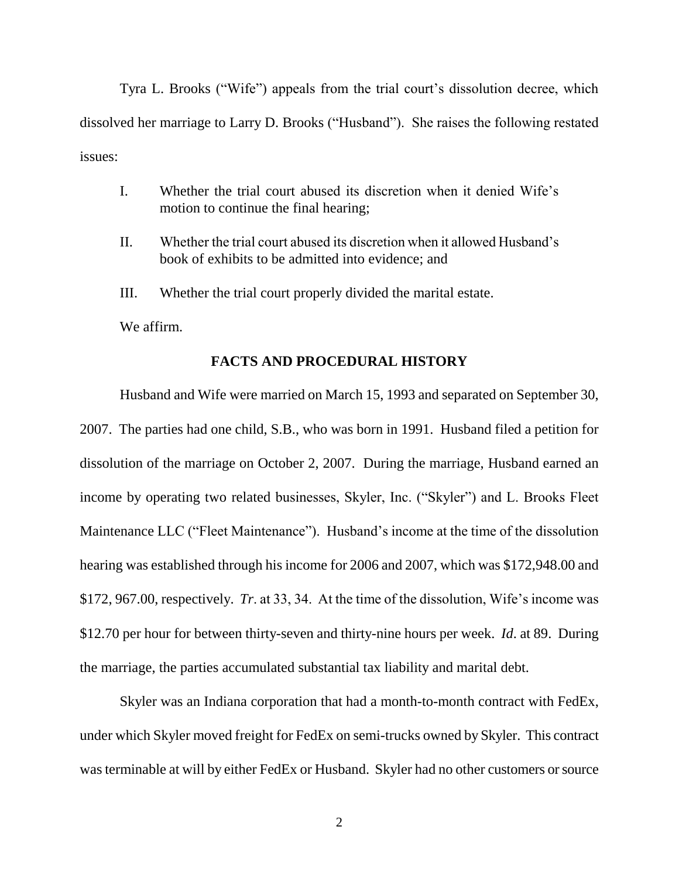Tyra L. Brooks ("Wife") appeals from the trial court's dissolution decree, which dissolved her marriage to Larry D. Brooks ("Husband"). She raises the following restated issues:

I. Whether the trial court abused its discretion when it denied Wife's motion to continue the final hearing;

II. Whether the trial court abused its discretion when it allowed Husband's book of exhibits to be admitted into evidence; and

III. Whether the trial court properly divided the marital estate.

We affirm.

## FACTS AND PROCEDURAL HISTORY

Husband and Wife were married on March 15, 1993 and separated on September 30, 2007. The parties had one child, S.B., who was born in 1991. Husband filed a petition for dissolution of the marriage on October 2, 2007. During the marriage, Husband earned an income by operating two related businesses, Skyler, Inc. ("Skyler") and L. Brooks Fleet Maintenance LLC ("Fleet Maintenance"). Husband's income at the time of the dissolution hearing was established through his income for 2006 and 2007, which was $172,948.00 and $172, 967.00, respectively. *Tr*. at 33, 34. At the time of the dissolution, Wife's income was $12.70 per hour for between thirty-seven and thirty-nine hours per week. *Id*. at 89. During the marriage, the parties accumulated substantial tax liability and marital debt.

Skyler was an Indiana corporation that had a month-to-month contract with FedEx, under which Skyler moved freight for FedEx on semi-trucks owned by Skyler. This contract was terminable at will by either FedEx or Husband. Skyler had no other customers or source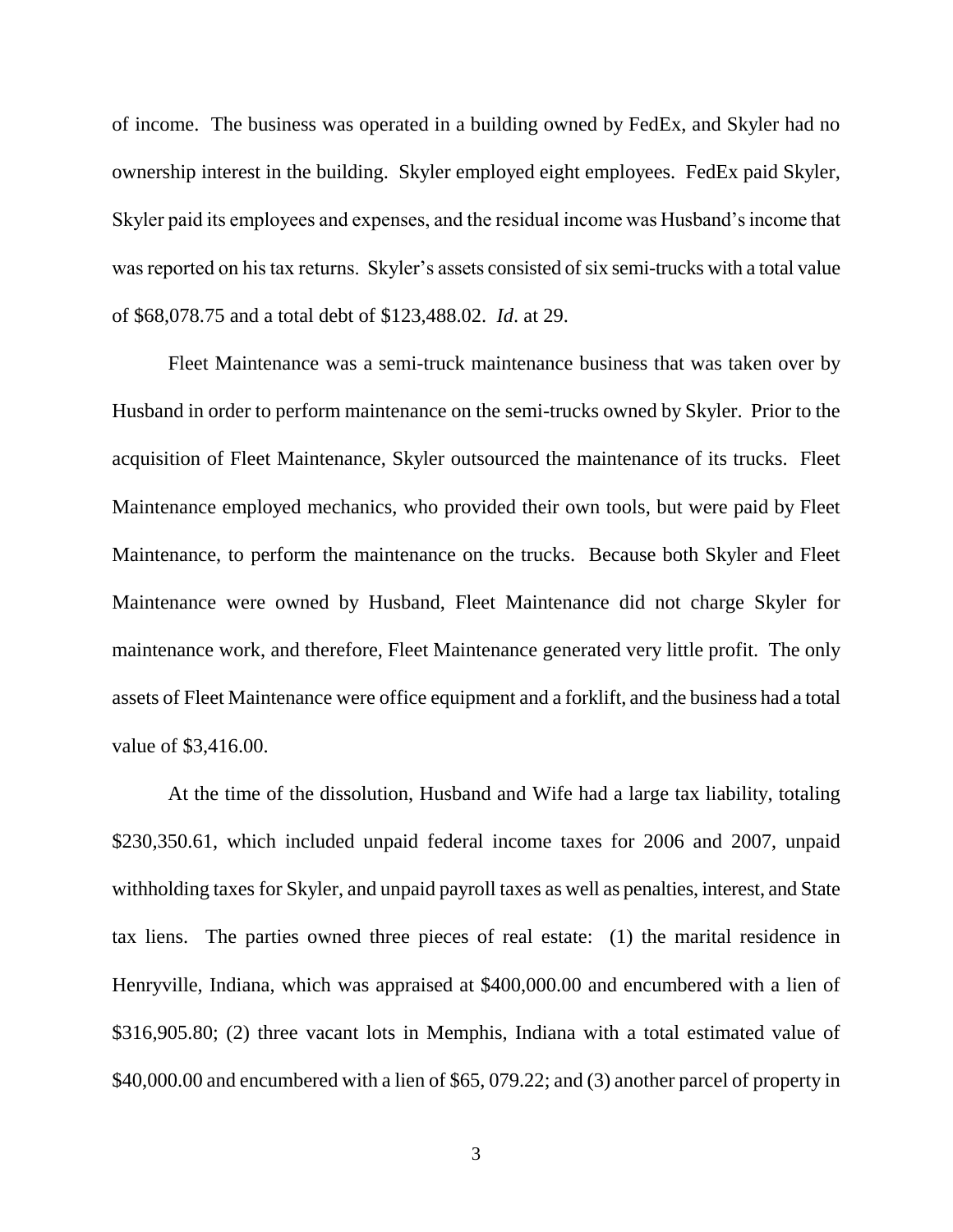of income. The business was operated in a building owned by FedEx, and Skyler had no ownership interest in the building. Skyler employed eight employees. FedEx paid Skyler, Skyler paid its employees and expenses, and the residual income was Husband's income that was reported on his tax returns. Skyler's assets consisted of six semi-trucks with a total value of $68,078.75 and a total debt of $123,488.02. *Id*. at 29.

Fleet Maintenance was a semi-truck maintenance business that was taken over by Husband in order to perform maintenance on the semi-trucks owned by Skyler. Prior to the acquisition of Fleet Maintenance, Skyler outsourced the maintenance of its trucks. Fleet Maintenance employed mechanics, who provided their own tools, but were paid by Fleet Maintenance, to perform the maintenance on the trucks. Because both Skyler and Fleet Maintenance were owned by Husband, Fleet Maintenance did not charge Skyler for maintenance work, and therefore, Fleet Maintenance generated very little profit. The only assets of Fleet Maintenance were office equipment and a forklift, and the business had a total value of $3,416.00.

At the time of the dissolution, Husband and Wife had a large tax liability, totaling $230,350.61, which included unpaid federal income taxes for 2006 and 2007, unpaid withholding taxes for Skyler, and unpaid payroll taxes as well as penalties, interest, and State tax liens. The parties owned three pieces of real estate: (1) the marital residence in Henryville, Indiana, which was appraised at $400,000.00 and encumbered with a lien of $316,905.80; (2) three vacant lots in Memphis, Indiana with a total estimated value of $40,000.00 and encumbered with a lien of $65, 079.22; and (3) another parcel of property in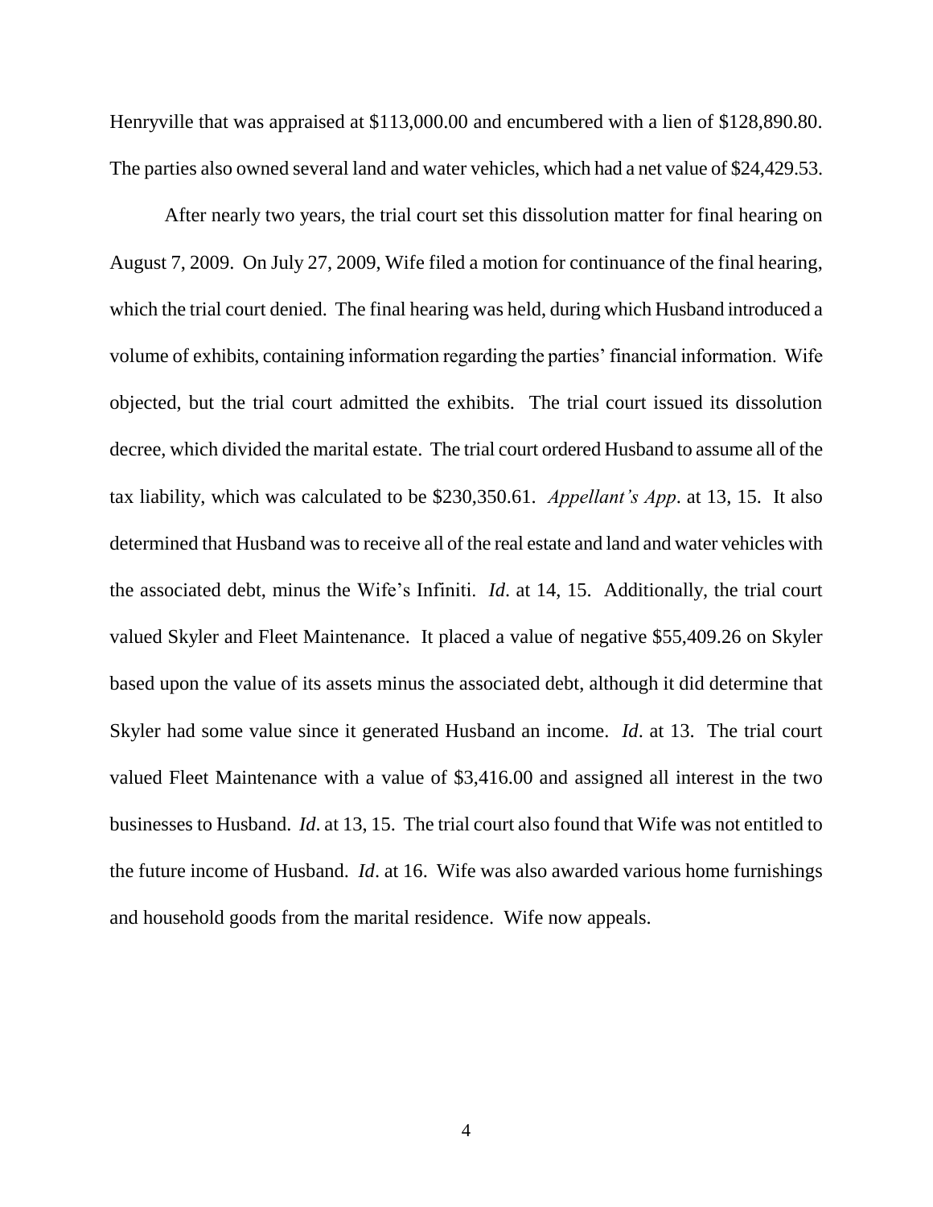Henryville that was appraised at $113,000.00 and encumbered with a lien of $128,890.80. The parties also owned several land and water vehicles, which had a net value of $24,429.53.

After nearly two years, the trial court set this dissolution matter for final hearing on August 7, 2009. On July 27, 2009, Wife filed a motion for continuance of the final hearing, which the trial court denied. The final hearing was held, during which Husband introduced a volume of exhibits, containing information regarding the parties' financial information. Wife objected, but the trial court admitted the exhibits. The trial court issued its dissolution decree, which divided the marital estate. The trial court ordered Husband to assume all of the tax liability, which was calculated to be $230,350.61. *Appellant's App*. at 13, 15. It also determined that Husband was to receive all of the real estate and land and water vehicles with the associated debt, minus the Wife's Infiniti. *Id*. at 14, 15. Additionally, the trial court valued Skyler and Fleet Maintenance. It placed a value of negative $55,409.26 on Skyler based upon the value of its assets minus the associated debt, although it did determine that Skyler had some value since it generated Husband an income. *Id*. at 13. The trial court valued Fleet Maintenance with a value of $3,416.00 and assigned all interest in the two businesses to Husband. *Id*. at 13, 15. The trial court also found that Wife was not entitled to the future income of Husband. *Id*. at 16. Wife was also awarded various home furnishings and household goods from the marital residence. Wife now appeals.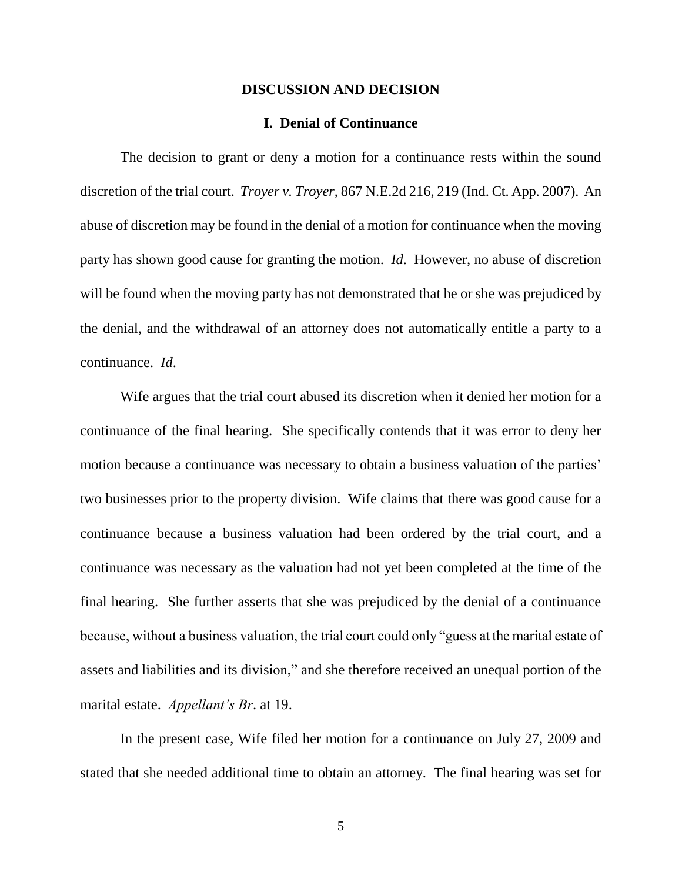## DISCUSSION AND DECISION

### I. Denial of Continuance

The decision to grant or deny a motion for a continuance rests within the sound discretion of the trial court. *Troyer v. Troyer*, 867 N.E.2d 216, 219 (Ind. Ct. App. 2007). An abuse of discretion may be found in the denial of a motion for continuance when the moving party has shown good cause for granting the motion. *Id*. However, no abuse of discretion will be found when the moving party has not demonstrated that he or she was prejudiced by the denial, and the withdrawal of an attorney does not automatically entitle a party to a continuance. *Id*.

Wife argues that the trial court abused its discretion when it denied her motion for a continuance of the final hearing. She specifically contends that it was error to deny her motion because a continuance was necessary to obtain a business valuation of the parties' two businesses prior to the property division. Wife claims that there was good cause for a continuance because a business valuation had been ordered by the trial court, and a continuance was necessary as the valuation had not yet been completed at the time of the final hearing. She further asserts that she was prejudiced by the denial of a continuance because, without a business valuation, the trial court could only "guess at the marital estate of assets and liabilities and its division," and she therefore received an unequal portion of the marital estate. *Appellant's Br*. at 19.

In the present case, Wife filed her motion for a continuance on July 27, 2009 and stated that she needed additional time to obtain an attorney. The final hearing was set for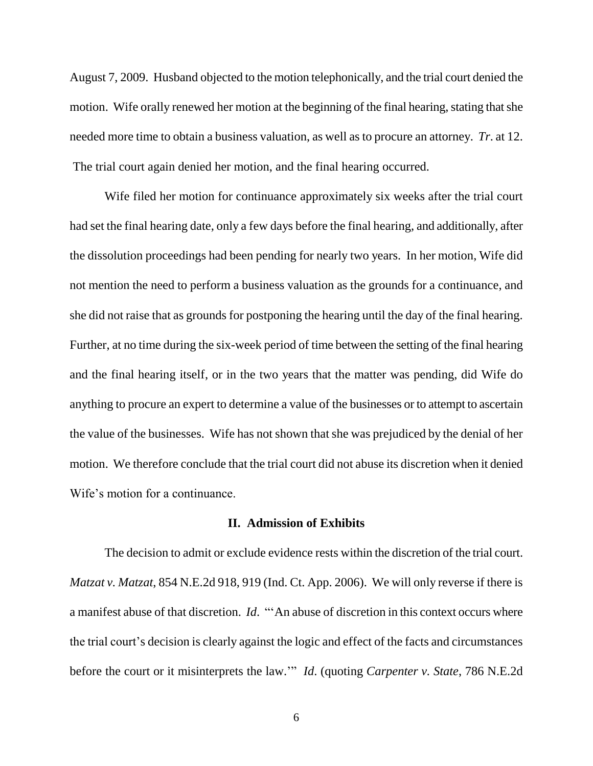August 7, 2009. Husband objected to the motion telephonically, and the trial court denied the motion. Wife orally renewed her motion at the beginning of the final hearing, stating that she needed more time to obtain a business valuation, as well as to procure an attorney. *Tr*. at 12. The trial court again denied her motion, and the final hearing occurred.

Wife filed her motion for continuance approximately six weeks after the trial court had set the final hearing date, only a few days before the final hearing, and additionally, after the dissolution proceedings had been pending for nearly two years. In her motion, Wife did not mention the need to perform a business valuation as the grounds for a continuance, and she did not raise that as grounds for postponing the hearing until the day of the final hearing. Further, at no time during the six-week period of time between the setting of the final hearing and the final hearing itself, or in the two years that the matter was pending, did Wife do anything to procure an expert to determine a value of the businesses or to attempt to ascertain the value of the businesses. Wife has not shown that she was prejudiced by the denial of her motion. We therefore conclude that the trial court did not abuse its discretion when it denied Wife's motion for a continuance.

## II. Admission of Exhibits

The decision to admit or exclude evidence rests within the discretion of the trial court. *Matzat v. Matzat*, 854 N.E.2d 918, 919 (Ind. Ct. App. 2006). We will only reverse if there is a manifest abuse of that discretion. *Id*. "'An abuse of discretion in this context occurs where the trial court's decision is clearly against the logic and effect of the facts and circumstances before the court or it misinterprets the law.'" *Id*. (quoting *Carpenter v. State*, 786 N.E.2d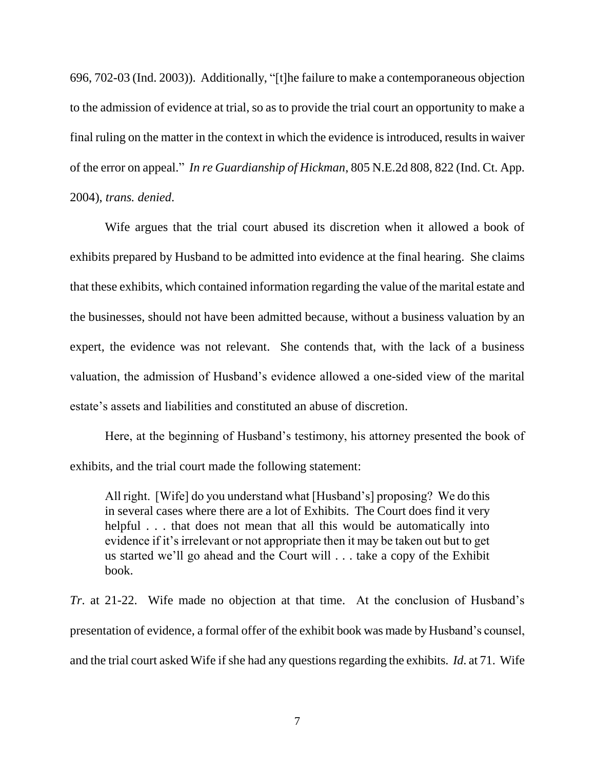696, 702-03 (Ind. 2003)). Additionally, "[t]he failure to make a contemporaneous objection to the admission of evidence at trial, so as to provide the trial court an opportunity to make a final ruling on the matter in the context in which the evidence is introduced, results in waiver of the error on appeal." *In re Guardianship of Hickman*, 805 N.E.2d 808, 822 (Ind. Ct. App. 2004), *trans. denied*.

Wife argues that the trial court abused its discretion when it allowed a book of exhibits prepared by Husband to be admitted into evidence at the final hearing. She claims that these exhibits, which contained information regarding the value of the marital estate and the businesses, should not have been admitted because, without a business valuation by an expert, the evidence was not relevant. She contends that, with the lack of a business valuation, the admission of Husband's evidence allowed a one-sided view of the marital estate's assets and liabilities and constituted an abuse of discretion.

Here, at the beginning of Husband's testimony, his attorney presented the book of exhibits, and the trial court made the following statement:

> All right. [Wife] do you understand what [Husband's] proposing? We do this in several cases where there are a lot of Exhibits. The Court does find it very helpful . . . that does not mean that all this would be automatically into evidence if it's irrelevant or not appropriate then it may be taken out but to get us started we'll go ahead and the Court will . . . take a copy of the Exhibit book.

*Tr*. at 21-22. Wife made no objection at that time. At the conclusion of Husband's presentation of evidence, a formal offer of the exhibit book was made by Husband's counsel, and the trial court asked Wife if she had any questions regarding the exhibits. *Id*. at 71. Wife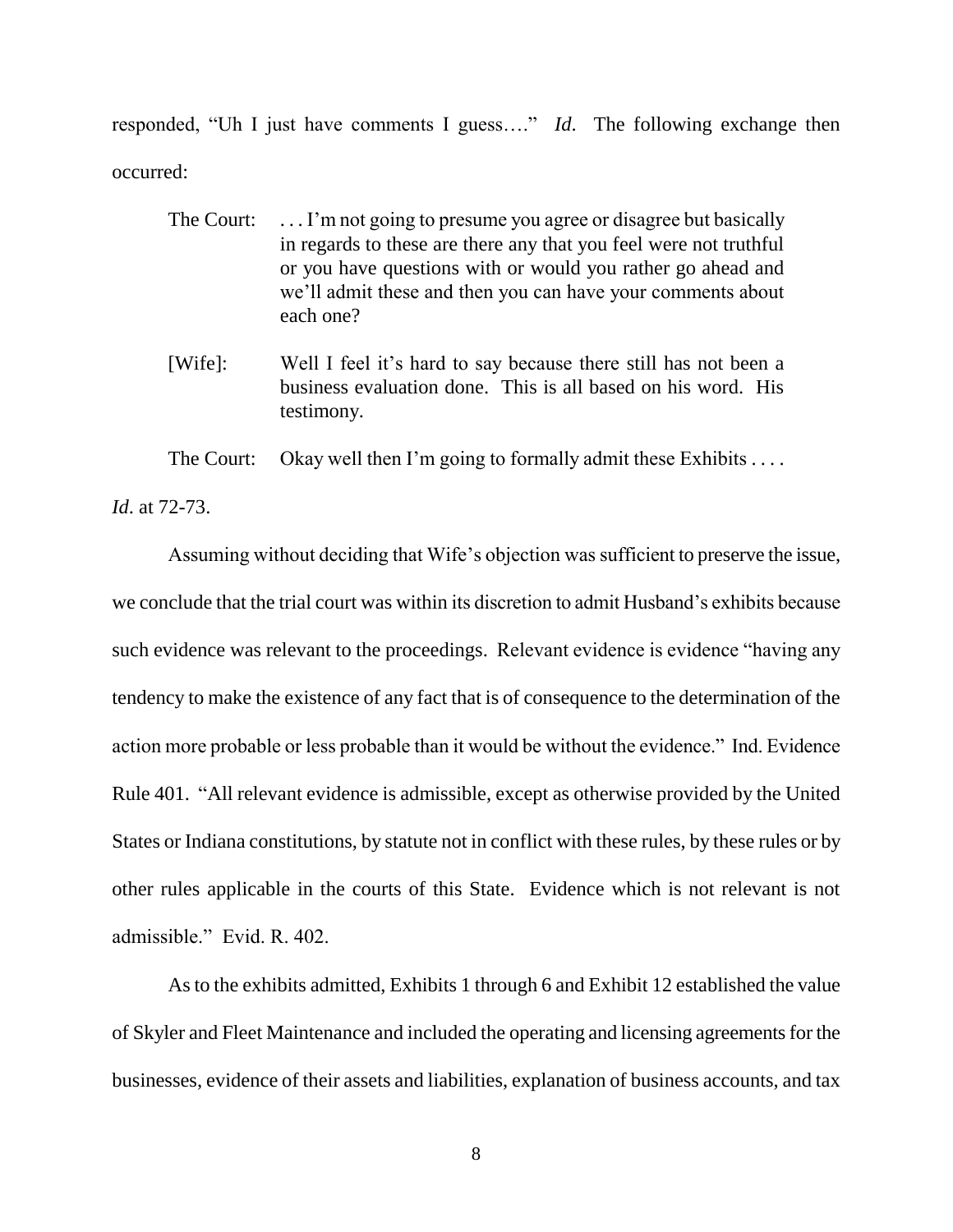responded, "Uh I just have comments I guess…." *Id*. The following exchange then occurred:

> The Court: . . . I'm not going to presume you agree or disagree but basically in regards to these are there any that you feel were not truthful or you have questions with or would you rather go ahead and we'll admit these and then you can have your comments about each one?
>
> [Wife]: Well I feel it's hard to say because there still has not been a business evaluation done. This is all based on his word. His testimony.
>
> The Court: Okay well then I'm going to formally admit these Exhibits . . . .

*Id*. at 72-73.

Assuming without deciding that Wife's objection was sufficient to preserve the issue, we conclude that the trial court was within its discretion to admit Husband's exhibits because such evidence was relevant to the proceedings. Relevant evidence is evidence "having any tendency to make the existence of any fact that is of consequence to the determination of the action more probable or less probable than it would be without the evidence." Ind. Evidence Rule 401. "All relevant evidence is admissible, except as otherwise provided by the United States or Indiana constitutions, by statute not in conflict with these rules, by these rules or by other rules applicable in the courts of this State. Evidence which is not relevant is not admissible." Evid. R. 402.

As to the exhibits admitted, Exhibits 1 through 6 and Exhibit 12 established the value of Skyler and Fleet Maintenance and included the operating and licensing agreements for the businesses, evidence of their assets and liabilities, explanation of business accounts, and tax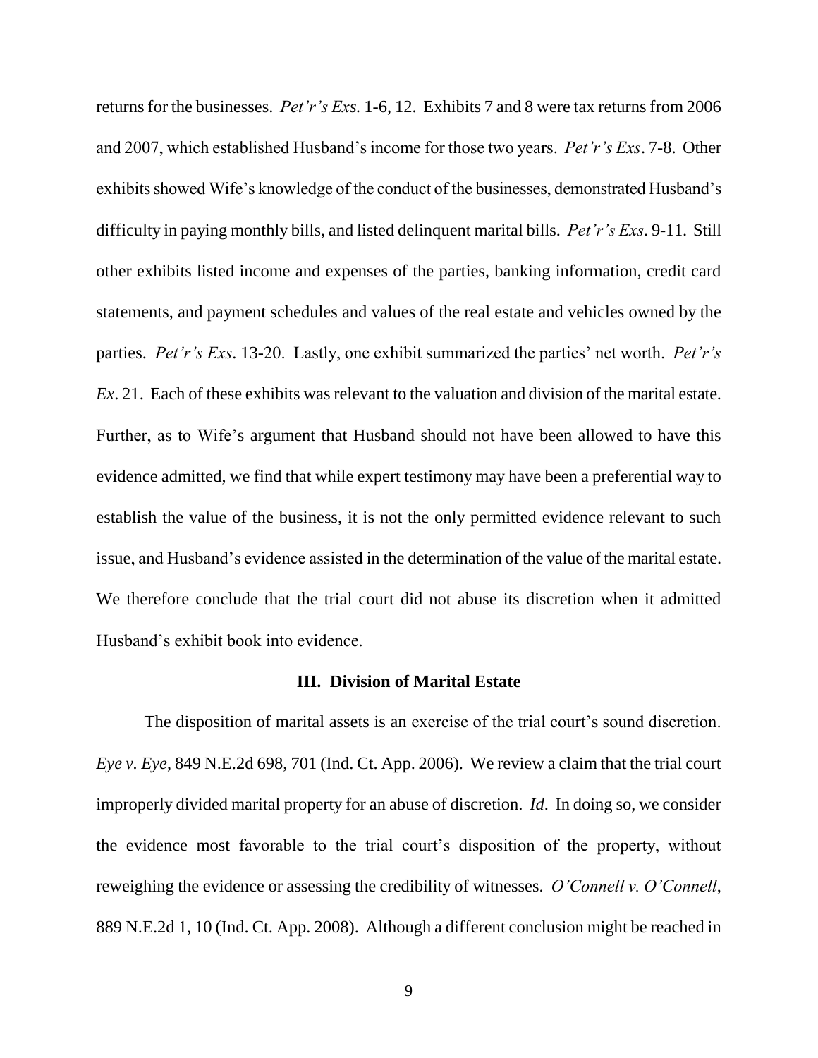returns for the businesses. *Pet'r's Exs.* 1-6, 12. Exhibits 7 and 8 were tax returns from 2006 and 2007, which established Husband's income for those two years. *Pet'r's Exs*. 7-8. Other exhibits showed Wife's knowledge of the conduct of the businesses, demonstrated Husband's difficulty in paying monthly bills, and listed delinquent marital bills. *Pet'r's Exs*. 9-11. Still other exhibits listed income and expenses of the parties, banking information, credit card statements, and payment schedules and values of the real estate and vehicles owned by the parties. *Pet'r's Exs*. 13-20. Lastly, one exhibit summarized the parties' net worth. *Pet'r's Ex*. 21. Each of these exhibits was relevant to the valuation and division of the marital estate. Further, as to Wife's argument that Husband should not have been allowed to have this evidence admitted, we find that while expert testimony may have been a preferential way to establish the value of the business, it is not the only permitted evidence relevant to such issue, and Husband's evidence assisted in the determination of the value of the marital estate. We therefore conclude that the trial court did not abuse its discretion when it admitted Husband's exhibit book into evidence.

### III. Division of Marital Estate

The disposition of marital assets is an exercise of the trial court's sound discretion. *Eye v. Eye*, 849 N.E.2d 698, 701 (Ind. Ct. App. 2006). We review a claim that the trial court improperly divided marital property for an abuse of discretion. *Id*. In doing so, we consider the evidence most favorable to the trial court's disposition of the property, without reweighing the evidence or assessing the credibility of witnesses. *O'Connell v. O'Connell*, 889 N.E.2d 1, 10 (Ind. Ct. App. 2008). Although a different conclusion might be reached in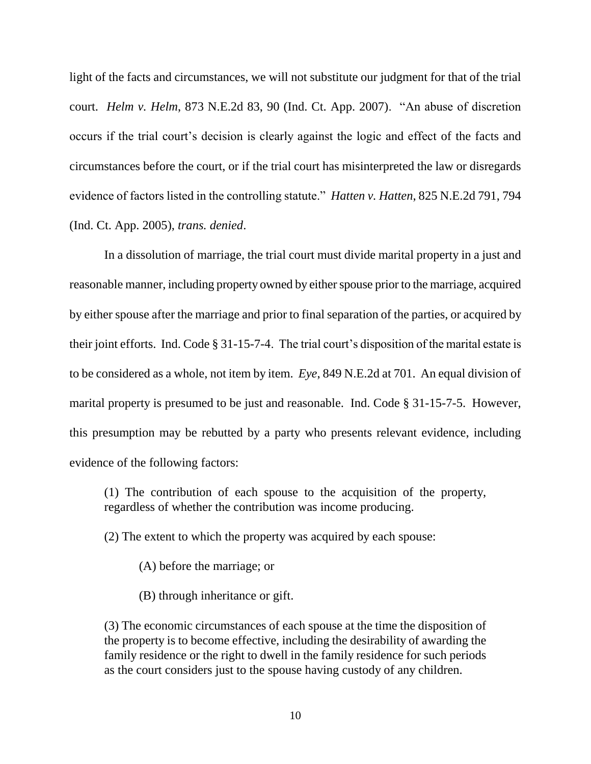light of the facts and circumstances, we will not substitute our judgment for that of the trial court. *Helm v. Helm*, 873 N.E.2d 83, 90 (Ind. Ct. App. 2007). "An abuse of discretion occurs if the trial court's decision is clearly against the logic and effect of the facts and circumstances before the court, or if the trial court has misinterpreted the law or disregards evidence of factors listed in the controlling statute." *Hatten v. Hatten*, 825 N.E.2d 791, 794 (Ind. Ct. App. 2005), *trans. denied*.

In a dissolution of marriage, the trial court must divide marital property in a just and reasonable manner, including property owned by either spouse prior to the marriage, acquired by either spouse after the marriage and prior to final separation of the parties, or acquired by their joint efforts. Ind. Code § 31-15-7-4. The trial court's disposition of the marital estate is to be considered as a whole, not item by item. *Eye*, 849 N.E.2d at 701. An equal division of marital property is presumed to be just and reasonable. Ind. Code § 31-15-7-5. However, this presumption may be rebutted by a party who presents relevant evidence, including evidence of the following factors:

> (1) The contribution of each spouse to the acquisition of the property, regardless of whether the contribution was income producing.
>
> (2) The extent to which the property was acquired by each spouse:
>
> > (A) before the marriage; or
> >
> > (B) through inheritance or gift.
>
> (3) The economic circumstances of each spouse at the time the disposition of the property is to become effective, including the desirability of awarding the family residence or the right to dwell in the family residence for such periods as the court considers just to the spouse having custody of any children.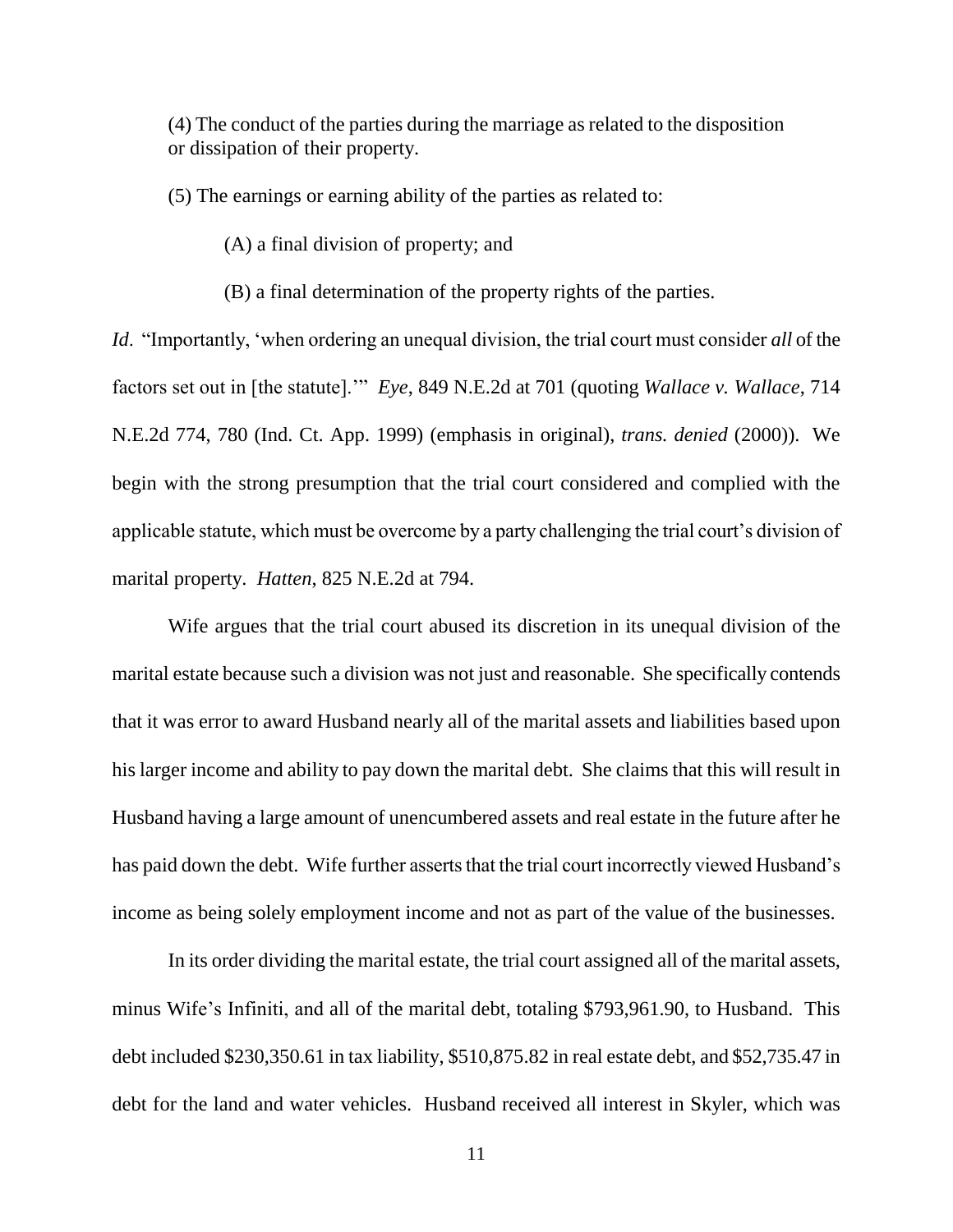(4) The conduct of the parties during the marriage as related to the disposition or dissipation of their property.

(5) The earnings or earning ability of the parties as related to:

(A) a final division of property; and

(B) a final determination of the property rights of the parties.

*Id*. "Importantly, 'when ordering an unequal division, the trial court must consider *all* of the factors set out in [the statute].'" *Eye*, 849 N.E.2d at 701 (quoting *Wallace v. Wallace*, 714 N.E.2d 774, 780 (Ind. Ct. App. 1999) (emphasis in original), *trans. denied* (2000)). We begin with the strong presumption that the trial court considered and complied with the applicable statute, which must be overcome by a party challenging the trial court's division of marital property. *Hatten*, 825 N.E.2d at 794.

Wife argues that the trial court abused its discretion in its unequal division of the marital estate because such a division was not just and reasonable. She specifically contends that it was error to award Husband nearly all of the marital assets and liabilities based upon his larger income and ability to pay down the marital debt. She claims that this will result in Husband having a large amount of unencumbered assets and real estate in the future after he has paid down the debt. Wife further asserts that the trial court incorrectly viewed Husband's income as being solely employment income and not as part of the value of the businesses.

In its order dividing the marital estate, the trial court assigned all of the marital assets, minus Wife's Infiniti, and all of the marital debt, totaling $793,961.90, to Husband. This debt included $230,350.61 in tax liability, $510,875.82 in real estate debt, and $52,735.47 in debt for the land and water vehicles. Husband received all interest in Skyler, which was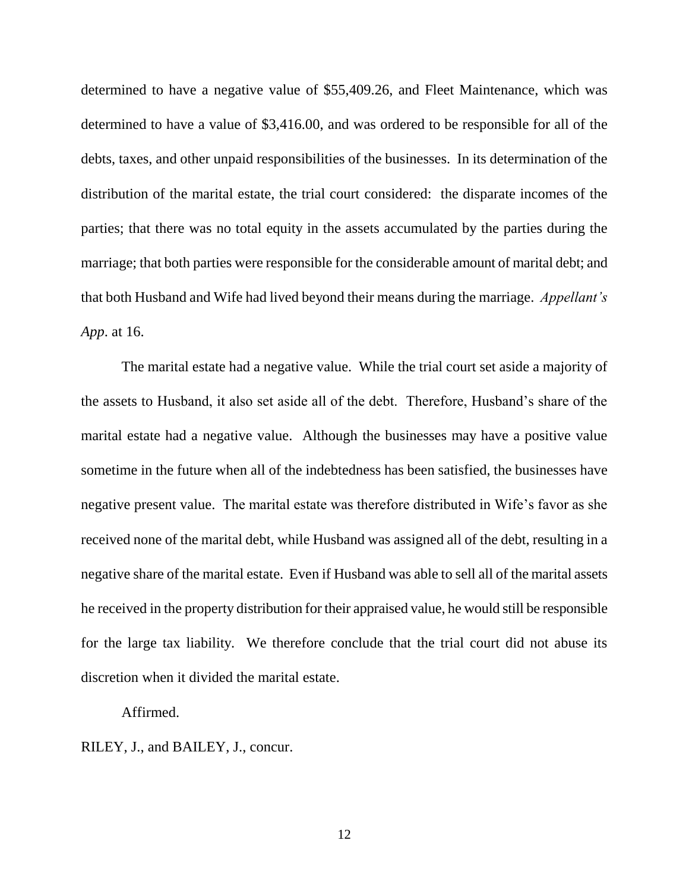determined to have a negative value of $55,409.26, and Fleet Maintenance, which was determined to have a value of $3,416.00, and was ordered to be responsible for all of the debts, taxes, and other unpaid responsibilities of the businesses. In its determination of the distribution of the marital estate, the trial court considered: the disparate incomes of the parties; that there was no total equity in the assets accumulated by the parties during the marriage; that both parties were responsible for the considerable amount of marital debt; and that both Husband and Wife had lived beyond their means during the marriage. *Appellant's App*. at 16.

The marital estate had a negative value. While the trial court set aside a majority of the assets to Husband, it also set aside all of the debt. Therefore, Husband's share of the marital estate had a negative value. Although the businesses may have a positive value sometime in the future when all of the indebtedness has been satisfied, the businesses have negative present value. The marital estate was therefore distributed in Wife's favor as she received none of the marital debt, while Husband was assigned all of the debt, resulting in a negative share of the marital estate. Even if Husband was able to sell all of the marital assets he received in the property distribution for their appraised value, he would still be responsible for the large tax liability. We therefore conclude that the trial court did not abuse its discretion when it divided the marital estate.

Affirmed.

RILEY, J., and BAILEY, J., concur.